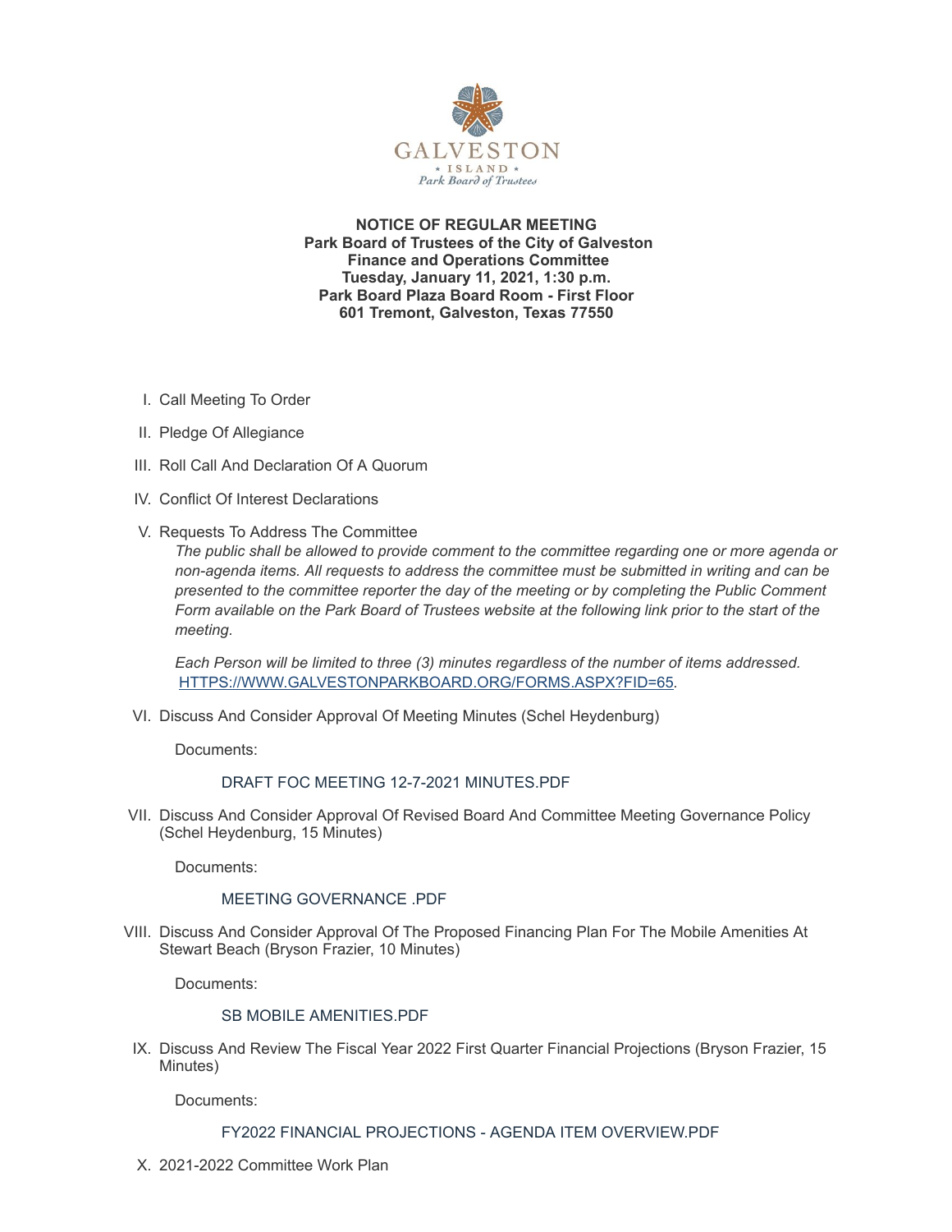**NOTICE OF REGULAR MEETING**
**Park Board of Trustees of the City of Galveston**
**Finance and Operations Committee**
**Tuesday, January 11, 2021, 1:30 p.m.**
**Park Board Plaza Board Room - First Floor**
**601 Tremont, Galveston, Texas 77550**

I. Call Meeting To Order

II. Pledge Of Allegiance

III. Roll Call And Declaration Of A Quorum

IV. Conflict Of Interest Declarations

V. Requests To Address The Committee

*The public shall be allowed to provide comment to the committee regarding one or more agenda or non-agenda items. All requests to address the committee must be submitted in writing and can be presented to the committee reporter the day of the meeting or by completing the Public Comment Form available on the Park Board of Trustees website at the following link prior to the start of the meeting.*

*Each Person will be limited to three (3) minutes regardless of the number of items addressed.* HTTPS://WWW.GALVESTONPARKBOARD.ORG/FORMS.ASPX?FID=65.

VI. Discuss And Consider Approval Of Meeting Minutes (Schel Heydenburg)

Documents:

DRAFT FOC MEETING 12-7-2021 MINUTES.PDF

VII. Discuss And Consider Approval Of Revised Board And Committee Meeting Governance Policy (Schel Heydenburg, 15 Minutes)

Documents:

MEETING GOVERNANCE .PDF

VIII. Discuss And Consider Approval Of The Proposed Financing Plan For The Mobile Amenities At Stewart Beach (Bryson Frazier, 10 Minutes)

Documents:

SB MOBILE AMENITIES.PDF

IX. Discuss And Review The Fiscal Year 2022 First Quarter Financial Projections (Bryson Frazier, 15 Minutes)

Documents:

FY2022 FINANCIAL PROJECTIONS - AGENDA ITEM OVERVIEW.PDF

X. 2021-2022 Committee Work Plan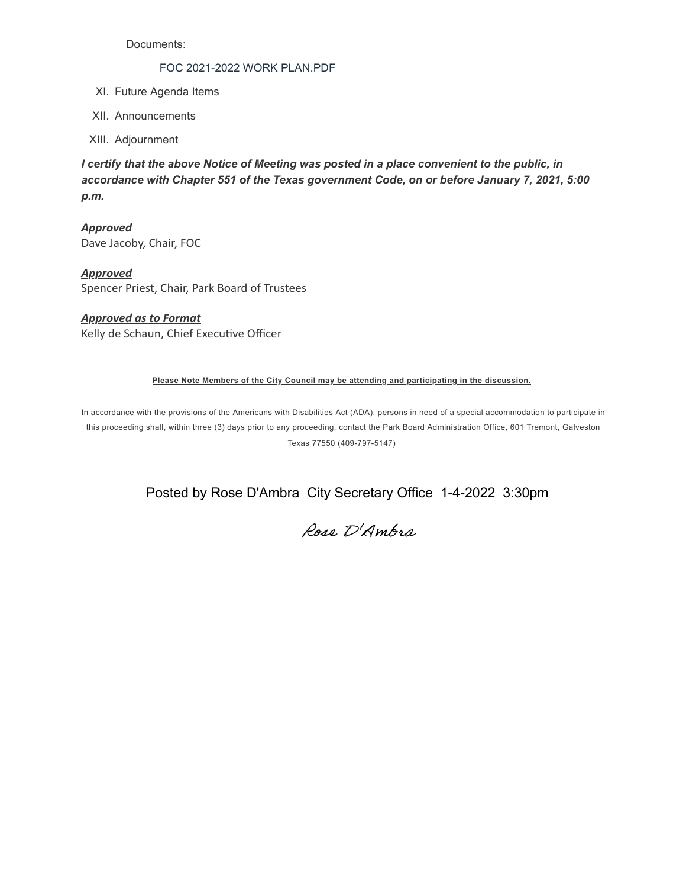Documents:

FOC 2021-2022 WORK PLAN.PDF

XI. Future Agenda Items

XII. Announcements

XIII. Adjournment

***I certify that the above Notice of Meeting was posted in a place convenient to the public, in accordance with Chapter 551 of the Texas government Code, on or before January 7, 2021, 5:00 p.m.***

***Approved***
Dave Jacoby, Chair, FOC

***Approved***
Spencer Priest, Chair, Park Board of Trustees

***Approved as to Format***
Kelly de Schaun, Chief Executive Officer

**Please Note Members of the City Council may be attending and participating in the discussion.**

In accordance with the provisions of the Americans with Disabilities Act (ADA), persons in need of a special accommodation to participate in this proceeding shall, within three (3) days prior to any proceeding, contact the Park Board Administration Office, 601 Tremont, Galveston Texas 77550 (409-797-5147)

Posted by Rose D'Ambra City Secretary Office 1-4-2022 3:30pm

*Rose D'Ambra*